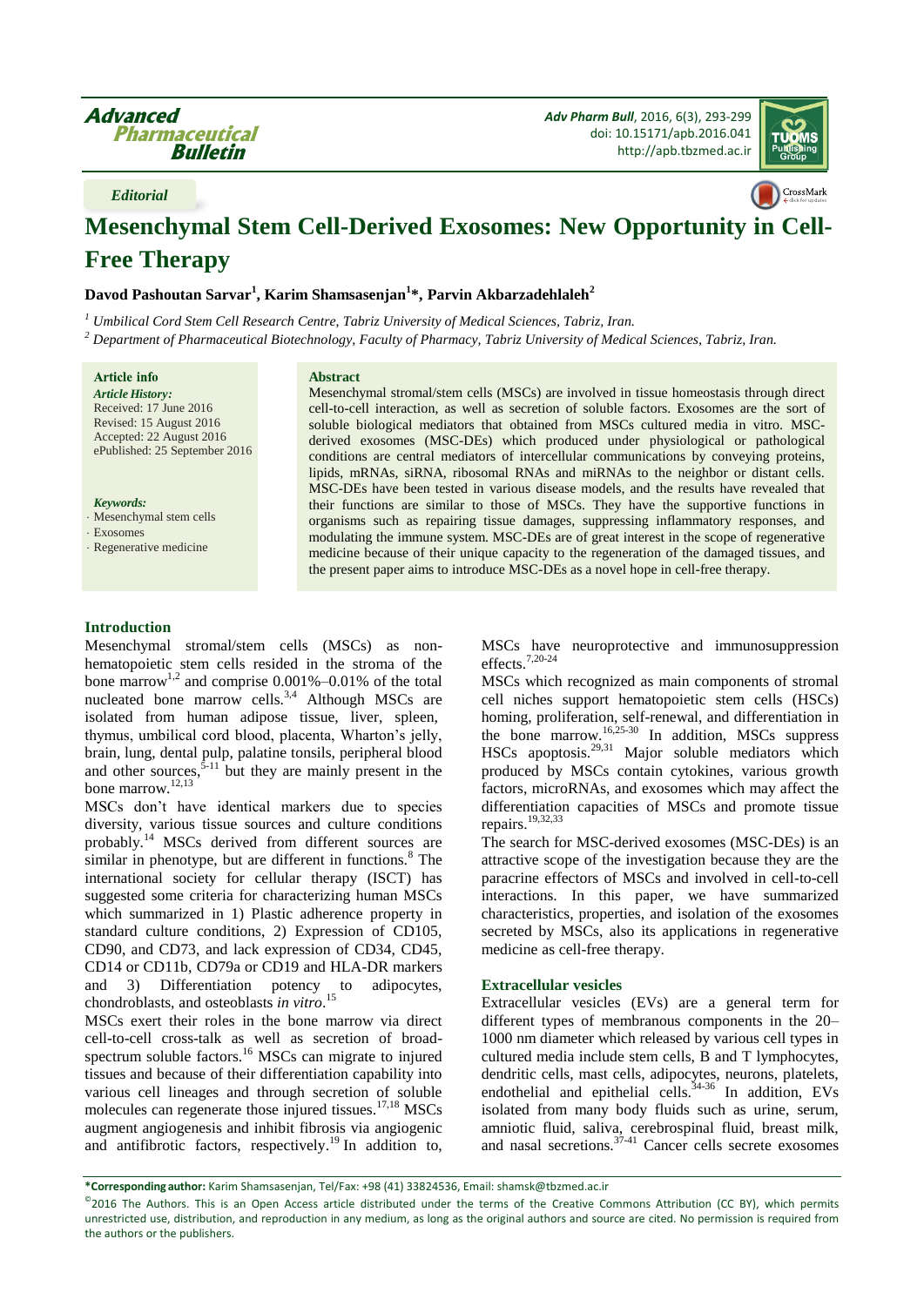*Editorial*

# Mesenchymal Stem Cell-Derived Exosomes: New Opportunity in Cell-Free Therapy

**Davod Pashoutan Sarvar[1], Karim Shamsasenjan[1]*, Parvin Akbarzadehlaleh[2]**

[1] *Umbilical Cord Stem Cell Research Centre, Tabriz University of Medical Sciences, Tabriz, Iran.*
[2] *Department of Pharmaceutical Biotechnology, Faculty of Pharmacy, Tabriz University of Medical Sciences, Tabriz, Iran.*

**Article info**

***Article History:***
Received: 17 June 2016
Revised: 15 August 2016
Accepted: 22 August 2016
ePublished: 25 September 2016

***Keywords:***
- Mesenchymal stem cells
- Exosomes
- Regenerative medicine

**Abstract**

Mesenchymal stromal/stem cells (MSCs) are involved in tissue homeostasis through direct cell-to-cell interaction, as well as secretion of soluble factors. Exosomes are the sort of soluble biological mediators that obtained from MSCs cultured media in vitro. MSC-derived exosomes (MSC-DEs) which produced under physiological or pathological conditions are central mediators of intercellular communications by conveying proteins, lipids, mRNAs, siRNA, ribosomal RNAs and miRNAs to the neighbor or distant cells. MSC-DEs have been tested in various disease models, and the results have revealed that their functions are similar to those of MSCs. They have the supportive functions in organisms such as repairing tissue damages, suppressing inflammatory responses, and modulating the immune system. MSC-DEs are of great interest in the scope of regenerative medicine because of their unique capacity to the regeneration of the damaged tissues, and the present paper aims to introduce MSC-DEs as a novel hope in cell-free therapy.

## Introduction

Mesenchymal stromal/stem cells (MSCs) as non-hematopoietic stem cells resided in the stroma of the bone marrow[1,2] and comprise 0.001%–0.01% of the total nucleated bone marrow cells.[3,4] Although MSCs are isolated from human adipose tissue, liver, spleen, thymus, umbilical cord blood, placenta, Wharton's jelly, brain, lung, dental pulp, palatine tonsils, peripheral blood and other sources,[5-11] but they are mainly present in the bone marrow.[12,13]

MSCs don't have identical markers due to species diversity, various tissue sources and culture conditions probably.[14] MSCs derived from different sources are similar in phenotype, but are different in functions.[8] The international society for cellular therapy (ISCT) has suggested some criteria for characterizing human MSCs which summarized in 1) Plastic adherence property in standard culture conditions, 2) Expression of CD105, CD90, and CD73, and lack expression of CD34, CD45, CD14 or CD11b, CD79a or CD19 and HLA-DR markers and 3) Differentiation potency to adipocytes, chondroblasts, and osteoblasts *in vitro*.[15]

MSCs exert their roles in the bone marrow via direct cell-to-cell cross-talk as well as secretion of broad-spectrum soluble factors.[16] MSCs can migrate to injured tissues and because of their differentiation capability into various cell lineages and through secretion of soluble molecules can regenerate those injured tissues.[17,18] MSCs augment angiogenesis and inhibit fibrosis via angiogenic and antifibrotic factors, respectively.[19] In addition to, MSCs have neuroprotective and immunosuppression effects.[7,20-24]

MSCs which recognized as main components of stromal cell niches support hematopoietic stem cells (HSCs) homing, proliferation, self-renewal, and differentiation in the bone marrow.[16,25-30] In addition, MSCs suppress HSCs apoptosis.[29,31] Major soluble mediators which produced by MSCs contain cytokines, various growth factors, microRNAs, and exosomes which may affect the differentiation capacities of MSCs and promote tissue repairs.[19,32,33]

The search for MSC-derived exosomes (MSC-DEs) is an attractive scope of the investigation because they are the paracrine effectors of MSCs and involved in cell-to-cell interactions. In this paper, we have summarized characteristics, properties, and isolation of the exosomes secreted by MSCs, also its applications in regenerative medicine as cell-free therapy.

## Extracellular vesicles

Extracellular vesicles (EVs) are a general term for different types of membranous components in the 20–1000 nm diameter which released by various cell types in cultured media include stem cells, B and T lymphocytes, dendritic cells, mast cells, adipocytes, neurons, platelets, endothelial and epithelial cells.[34-36] In addition, EVs isolated from many body fluids such as urine, serum, amniotic fluid, saliva, cerebrospinal fluid, breast milk, and nasal secretions.[37-41] Cancer cells secrete exosomes

**\*Corresponding author:** Karim Shamsasenjan, Tel/Fax: +98 (41) 33824536, Email: shamsk@tbzmed.ac.ir

©2016 The Authors. This is an Open Access article distributed under the terms of the Creative Commons Attribution (CC BY), which permits unrestricted use, distribution, and reproduction in any medium, as long as the original authors and source are cited. No permission is required from the authors or the publishers.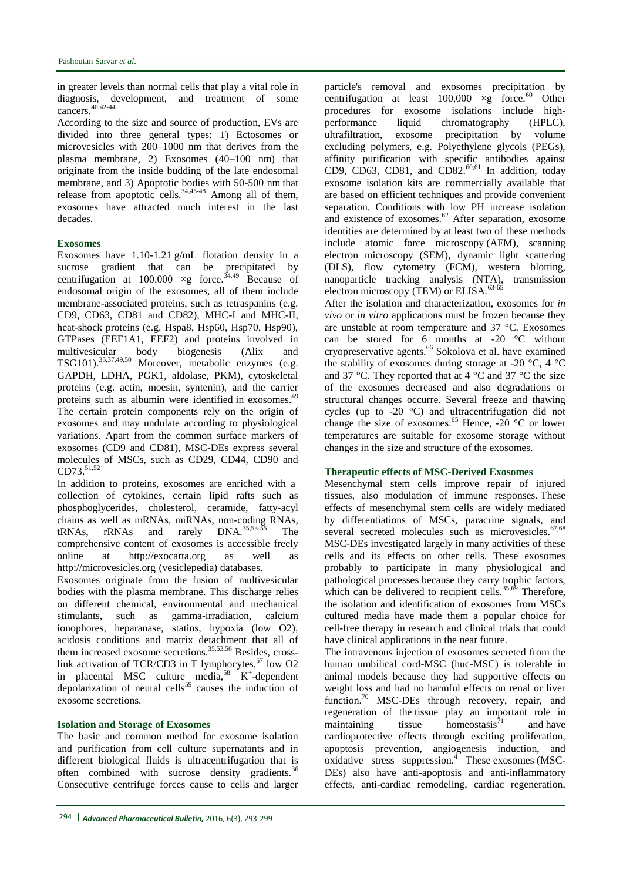in greater levels than normal cells that play a vital role in diagnosis, development, and treatment of some cancers.[40,42-44]

According to the size and source of production, EVs are divided into three general types: 1) Ectosomes or microvesicles with 200–1000 nm that derives from the plasma membrane, 2) Exosomes (40–100 nm) that originate from the inside budding of the late endosomal membrane, and 3) Apoptotic bodies with 50-500 nm that release from apoptotic cells.[34,45-48] Among all of them, exosomes have attracted much interest in the last decades.

### Exosomes

Exosomes have 1.10-1.21 g/mL flotation density in a sucrose gradient that can be precipitated by centrifugation at 100.000 ×g force.[34,49] Because of endosomal origin of the exosomes, all of them include membrane-associated proteins, such as tetraspanins (e.g. CD9, CD63, CD81 and CD82), MHC-I and MHC-II, heat-shock proteins (e.g. Hspa8, Hsp60, Hsp70, Hsp90), GTPases (EEF1A1, EEF2) and proteins involved in multivesicular body biogenesis (Alix and TSG101).[35,37,49,50] Moreover, metabolic enzymes (e.g. GAPDH, LDHA, PGK1, aldolase, PKM), cytoskeletal proteins (e.g. actin, moesin, syntenin), and the carrier proteins such as albumin were identified in exosomes.[49] The certain protein components rely on the origin of exosomes and may undulate according to physiological variations. Apart from the common surface markers of exosomes (CD9 and CD81), MSC-DEs express several molecules of MSCs, such as CD29, CD44, CD90 and CD73.[51,52]

In addition to proteins, exosomes are enriched with a collection of cytokines, certain lipid rafts such as phosphoglycerides, cholesterol, ceramide, fatty-acyl chains as well as mRNAs, miRNAs, non-coding RNAs, tRNAs, rRNAs and rarely DNA.[35,53-55] The comprehensive content of exosomes is accessible freely online at http://exocarta.org as well as http://microvesicles.org (vesiclepedia) databases.

Exosomes originate from the fusion of multivesicular bodies with the plasma membrane. This discharge relies on different chemical, environmental and mechanical stimulants, such as gamma-irradiation, calcium ionophores, heparanase, statins, hypoxia (low O2), acidosis conditions and matrix detachment that all of them increased exosome secretions.[35,53,56] Besides, cross-link activation of TCR/CD3 in T lymphocytes,[57] low O2 in placental MSC culture media,[58] $K^+$-dependent depolarization of neural cells[59] causes the induction of exosome secretions.

### Isolation and Storage of Exosomes

The basic and common method for exosome isolation and purification from cell culture supernatants and in different biological fluids is ultracentrifugation that is often combined with sucrose density gradients.[36] Consecutive centrifuge forces cause to cells and larger particle's removal and exosomes precipitation by centrifugation at least 100,000 ×g force.[60] Other procedures for exosome isolations include high-performance liquid chromatography (HPLC), ultrafiltration, exosome precipitation by volume excluding polymers, e.g. Polyethylene glycols (PEGs), affinity purification with specific antibodies against CD9, CD63, CD81, and CD82.[60,61] In addition, today exosome isolation kits are commercially available that are based on efficient techniques and provide convenient separation. Conditions with low PH increase isolation and existence of exosomes.[62] After separation, exosome identities are determined by at least two of these methods include atomic force microscopy (AFM), scanning electron microscopy (SEM), dynamic light scattering (DLS), flow cytometry (FCM), western blotting, nanoparticle tracking analysis (NTA), transmission electron microscopy (TEM) or ELISA.[63-65]

After the isolation and characterization, exosomes for *in vivo* or *in vitro* applications must be frozen because they are unstable at room temperature and 37 °C. Exosomes can be stored for 6 months at -20 °C without cryopreservative agents.[66] Sokolova et al. have examined the stability of exosomes during storage at -20 °C, 4 °C and 37 °C. They reported that at 4 °C and 37 °C the size of the exosomes decreased and also degradations or structural changes occurre. Several freeze and thawing cycles (up to -20 °C) and ultracentrifugation did not change the size of exosomes.[65] Hence, -20 °C or lower temperatures are suitable for exosome storage without changes in the size and structure of the exosomes.

### Therapeutic effects of MSC-Derived Exosomes

Mesenchymal stem cells improve repair of injured tissues, also modulation of immune responses. These effects of mesenchymal stem cells are widely mediated by differentiations of MSCs, paracrine signals, and several secreted molecules such as microvesicles.[67,68] MSC-DEs investigated largely in many activities of these cells and its effects on other cells. These exosomes probably to participate in many physiological and pathological processes because they carry trophic factors, which can be delivered to recipient cells.[35,69] Therefore, the isolation and identification of exosomes from MSCs cultured media have made them a popular choice for cell-free therapy in research and clinical trials that could have clinical applications in the near future.

The intravenous injection of exosomes secreted from the human umbilical cord-MSC (huc-MSC) is tolerable in animal models because they had supportive effects on weight loss and had no harmful effects on renal or liver function.[70] MSC-DEs through recovery, repair, and regeneration of the tissue play an important role in maintaining tissue homeostasis[71] and have cardioprotective effects through exciting proliferation, apoptosis prevention, angiogenesis induction, and oxidative stress suppression.[4] These exosomes (MSC-DEs) also have anti-apoptosis and anti-inflammatory effects, anti-cardiac remodeling, cardiac regeneration,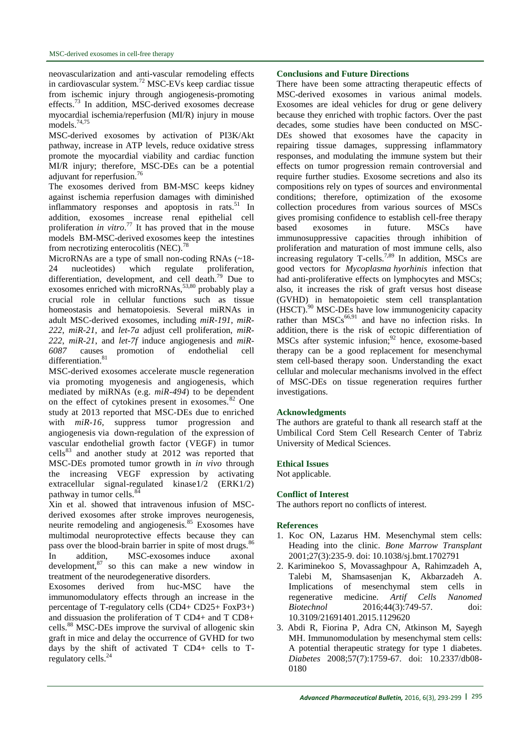neovascularization and anti-vascular remodeling effects in cardiovascular system.[72] MSC-EVs keep cardiac tissue from ischemic injury through angiogenesis-promoting effects.[73] In addition, MSC-derived exosomes decrease myocardial ischemia/reperfusion (MI/R) injury in mouse models.[74,75]

MSC-derived exosomes by activation of PI3K/Akt pathway, increase in ATP levels, reduce oxidative stress promote the myocardial viability and cardiac function MI/R injury; therefore, MSC-DEs can be a potential adjuvant for reperfusion.[76]

The exosomes derived from BM-MSC keeps kidney against ischemia reperfusion damages with diminished inflammatory responses and apoptosis in rats.[51] In addition, exosomes increase renal epithelial cell proliferation *in vitro*.[77] It has proved that in the mouse models BM-MSC-derived exosomes keep the intestines from necrotizing enterocolitis (NEC).[78]

MicroRNAs are a type of small non-coding RNAs (~18-24 nucleotides) which regulate proliferation, differentiation, development, and cell death.[79] Due to exosomes enriched with microRNAs,[53,80] probably play a crucial role in cellular functions such as tissue homeostasis and hematopoiesis. Several miRNAs in adult MSC-derived exosomes, including *miR-191*, *miR-222*, *miR-21*, and *let-7a* adjust cell proliferation, *miR-222*, *miR-21*, and *let-7f* induce angiogenesis and *miR-6087* causes promotion of endothelial cell differentiation.[81]

MSC-derived exosomes accelerate muscle regeneration via promoting myogenesis and angiogenesis, which mediated by miRNAs (e.g. *miR-494*) to be dependent on the effect of cytokines present in exosomes.[82] One study at 2013 reported that MSC-DEs due to enriched with *miR-16*, suppress tumor progression and angiogenesis via down-regulation of the expression of vascular endothelial growth factor (VEGF) in tumor cells[83] and another study at 2012 was reported that MSC-DEs promoted tumor growth in *in vivo* through the increasing VEGF expression by activating extracellular signal-regulated kinase1/2 (ERK1/2) pathway in tumor cells.[84]

Xin et al. showed that intravenous infusion of MSC-derived exosomes after stroke improves neurogenesis, neurite remodeling and angiogenesis.[85] Exosomes have multimodal neuroprotective effects because they can pass over the blood-brain barrier in spite of most drugs.[86] In addition, MSC-exosomes induce axonal development,[87] so this can make a new window in treatment of the neurodegenerative disorders.

Exosomes derived from huc-MSC have the immunomodulatory effects through an increase in the percentage of T-regulatory cells (CD4+ CD25+ FoxP3+) and dissuasion the proliferation of T CD4+ and T CD8+ cells.[88] MSC-DEs improve the survival of allogenic skin graft in mice and delay the occurrence of GVHD for two days by the shift of activated T CD4+ cells to T-regulatory cells.[24]

## Conclusions and Future Directions

There have been some attracting therapeutic effects of MSC-derived exosomes in various animal models. Exosomes are ideal vehicles for drug or gene delivery because they enriched with trophic factors. Over the past decades, some studies have been conducted on MSC-DEs showed that exosomes have the capacity in repairing tissue damages, suppressing inflammatory responses, and modulating the immune system but their effects on tumor progression remain controversial and require further studies. Exosome secretions and also its compositions rely on types of sources and environmental conditions; therefore, optimization of the exosome collection procedures from various sources of MSCs gives promising confidence to establish cell-free therapy based exosomes in future. MSCs have immunosuppressive capacities through inhibition of proliferation and maturation of most immune cells, also increasing regulatory T-cells.[7,89] In addition, MSCs are good vectors for *Mycoplasma hyorhinis* infection that had anti-proliferative effects on lymphocytes and MSCs; also, it increases the risk of graft versus host disease (GVHD) in hematopoietic stem cell transplantation (HSCT).[90] MSC-DEs have low immunogenicity capacity rather than MSCs[66,91] and have no infection risks. In addition, there is the risk of ectopic differentiation of MSCs after systemic infusion;[92] hence, exosome-based therapy can be a good replacement for mesenchymal stem cell-based therapy soon. Understanding the exact cellular and molecular mechanisms involved in the effect of MSC-DEs on tissue regeneration requires further investigations.

## Acknowledgments

The authors are grateful to thank all research staff at the Umbilical Cord Stem Cell Research Center of Tabriz University of Medical Sciences.

## Ethical Issues

Not applicable.

## Conflict of Interest

The authors report no conflicts of interest.

## References

1. Koc ON, Lazarus HM. Mesenchymal stem cells: Heading into the clinic. *Bone Marrow Transplant* 2001;27(3):235-9. doi: 10.1038/sj.bmt.1702791
2. Kariminekoo S, Movassaghpour A, Rahimzadeh A, Talebi M, Shamsasenjan K, Akbarzadeh A. Implications of mesenchymal stem cells in regenerative medicine. *Artif Cells Nanomed Biotechnol* 2016;44(3):749-57. doi: 10.3109/21691401.2015.1129620
3. Abdi R, Fiorina P, Adra CN, Atkinson M, Sayegh MH. Immunomodulation by mesenchymal stem cells: A potential therapeutic strategy for type 1 diabetes. *Diabetes* 2008;57(7):1759-67. doi: 10.2337/db08-0180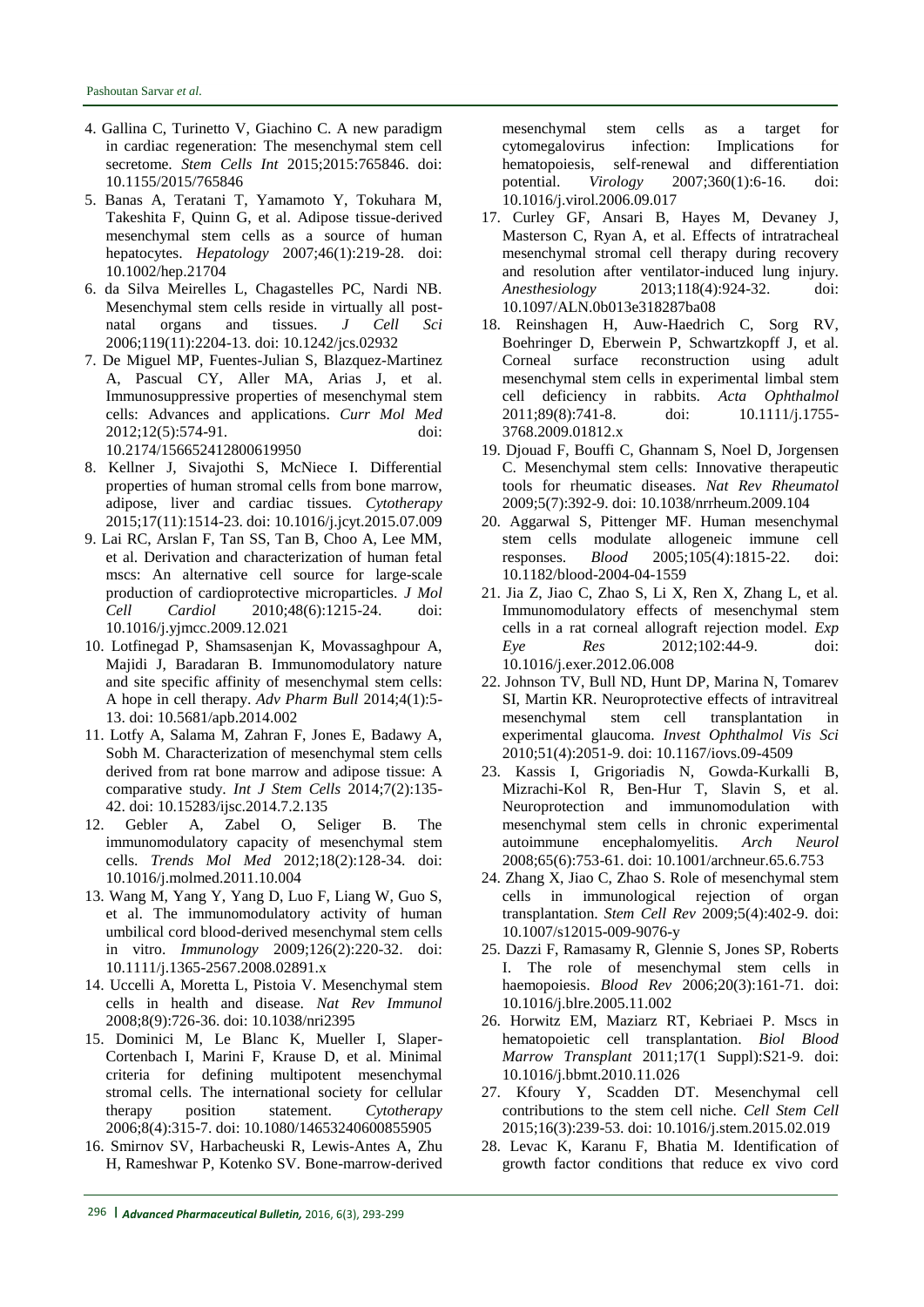4. Gallina C, Turinetto V, Giachino C. A new paradigm in cardiac regeneration: The mesenchymal stem cell secretome. *Stem Cells Int* 2015;2015:765846. doi: 10.1155/2015/765846
5. Banas A, Teratani T, Yamamoto Y, Tokuhara M, Takeshita F, Quinn G, et al. Adipose tissue-derived mesenchymal stem cells as a source of human hepatocytes. *Hepatology* 2007;46(1):219-28. doi: 10.1002/hep.21704
6. da Silva Meirelles L, Chagastelles PC, Nardi NB. Mesenchymal stem cells reside in virtually all post-natal organs and tissues. *J Cell Sci* 2006;119(11):2204-13. doi: 10.1242/jcs.02932
7. De Miguel MP, Fuentes-Julian S, Blazquez-Martinez A, Pascual CY, Aller MA, Arias J, et al. Immunosuppressive properties of mesenchymal stem cells: Advances and applications. *Curr Mol Med* 2012;12(5):574-91. doi: 10.2174/156652412800619950
8. Kellner J, Sivajothi S, McNiece I. Differential properties of human stromal cells from bone marrow, adipose, liver and cardiac tissues. *Cytotherapy* 2015;17(11):1514-23. doi: 10.1016/j.jcyt.2015.07.009
9. Lai RC, Arslan F, Tan SS, Tan B, Choo A, Lee MM, et al. Derivation and characterization of human fetal mscs: An alternative cell source for large-scale production of cardioprotective microparticles. *J Mol Cell Cardiol* 2010;48(6):1215-24. doi: 10.1016/j.yjmcc.2009.12.021
10. Lotfinegad P, Shamsasenjan K, Movassaghpour A, Majidi J, Baradaran B. Immunomodulatory nature and site specific affinity of mesenchymal stem cells: A hope in cell therapy. *Adv Pharm Bull* 2014;4(1):5-13. doi: 10.5681/apb.2014.002
11. Lotfy A, Salama M, Zahran F, Jones E, Badawy A, Sobh M. Characterization of mesenchymal stem cells derived from rat bone marrow and adipose tissue: A comparative study. *Int J Stem Cells* 2014;7(2):135-42. doi: 10.15283/ijsc.2014.7.2.135
12. Gebler A, Zabel O, Seliger B. The immunomodulatory capacity of mesenchymal stem cells. *Trends Mol Med* 2012;18(2):128-34. doi: 10.1016/j.molmed.2011.10.004
13. Wang M, Yang Y, Yang D, Luo F, Liang W, Guo S, et al. The immunomodulatory activity of human umbilical cord blood-derived mesenchymal stem cells in vitro. *Immunology* 2009;126(2):220-32. doi: 10.1111/j.1365-2567.2008.02891.x
14. Uccelli A, Moretta L, Pistoia V. Mesenchymal stem cells in health and disease. *Nat Rev Immunol* 2008;8(9):726-36. doi: 10.1038/nri2395
15. Dominici M, Le Blanc K, Mueller I, Slaper-Cortenbach I, Marini F, Krause D, et al. Minimal criteria for defining multipotent mesenchymal stromal cells. The international society for cellular therapy position statement. *Cytotherapy* 2006;8(4):315-7. doi: 10.1080/14653240600855905
16. Smirnov SV, Harbacheuski R, Lewis-Antes A, Zhu H, Rameshwar P, Kotenko SV. Bone-marrow-derived mesenchymal stem cells as a target for cytomegalovirus infection: Implications for hematopoiesis, self-renewal and differentiation potential. *Virology* 2007;360(1):6-16. doi: 10.1016/j.virol.2006.09.017
17. Curley GF, Ansari B, Hayes M, Devaney J, Masterson C, Ryan A, et al. Effects of intratracheal mesenchymal stromal cell therapy during recovery and resolution after ventilator-induced lung injury. *Anesthesiology* 2013;118(4):924-32. doi: 10.1097/ALN.0b013e318287ba08
18. Reinshagen H, Auw-Haedrich C, Sorg RV, Boehringer D, Eberwein P, Schwartzkopff J, et al. Corneal surface reconstruction using adult mesenchymal stem cells in experimental limbal stem cell deficiency in rabbits. *Acta Ophthalmol* 2011;89(8):741-8. doi: 10.1111/j.1755-3768.2009.01812.x
19. Djouad F, Bouffi C, Ghannam S, Noel D, Jorgensen C. Mesenchymal stem cells: Innovative therapeutic tools for rheumatic diseases. *Nat Rev Rheumatol* 2009;5(7):392-9. doi: 10.1038/nrrheum.2009.104
20. Aggarwal S, Pittenger MF. Human mesenchymal stem cells modulate allogeneic immune cell responses. *Blood* 2005;105(4):1815-22. doi: 10.1182/blood-2004-04-1559
21. Jia Z, Jiao C, Zhao S, Li X, Ren X, Zhang L, et al. Immunomodulatory effects of mesenchymal stem cells in a rat corneal allograft rejection model. *Exp Eye Res* 2012;102:44-9. doi: 10.1016/j.exer.2012.06.008
22. Johnson TV, Bull ND, Hunt DP, Marina N, Tomarev SI, Martin KR. Neuroprotective effects of intravitreal mesenchymal stem cell transplantation in experimental glaucoma. *Invest Ophthalmol Vis Sci* 2010;51(4):2051-9. doi: 10.1167/iovs.09-4509
23. Kassis I, Grigoriadis N, Gowda-Kurkalli B, Mizrachi-Kol R, Ben-Hur T, Slavin S, et al. Neuroprotection and immunomodulation with mesenchymal stem cells in chronic experimental autoimmune encephalomyelitis. *Arch Neurol* 2008;65(6):753-61. doi: 10.1001/archneur.65.6.753
24. Zhang X, Jiao C, Zhao S. Role of mesenchymal stem cells in immunological rejection of organ transplantation. *Stem Cell Rev* 2009;5(4):402-9. doi: 10.1007/s12015-009-9076-y
25. Dazzi F, Ramasamy R, Glennie S, Jones SP, Roberts I. The role of mesenchymal stem cells in haemopoiesis. *Blood Rev* 2006;20(3):161-71. doi: 10.1016/j.blre.2005.11.002
26. Horwitz EM, Maziarz RT, Kebriaei P. Mscs in hematopoietic cell transplantation. *Biol Blood Marrow Transplant* 2011;17(1 Suppl):S21-9. doi: 10.1016/j.bbmt.2010.11.026
27. Kfoury Y, Scadden DT. Mesenchymal cell contributions to the stem cell niche. *Cell Stem Cell* 2015;16(3):239-53. doi: 10.1016/j.stem.2015.02.019
28. Levac K, Karanu F, Bhatia M. Identification of growth factor conditions that reduce ex vivo cord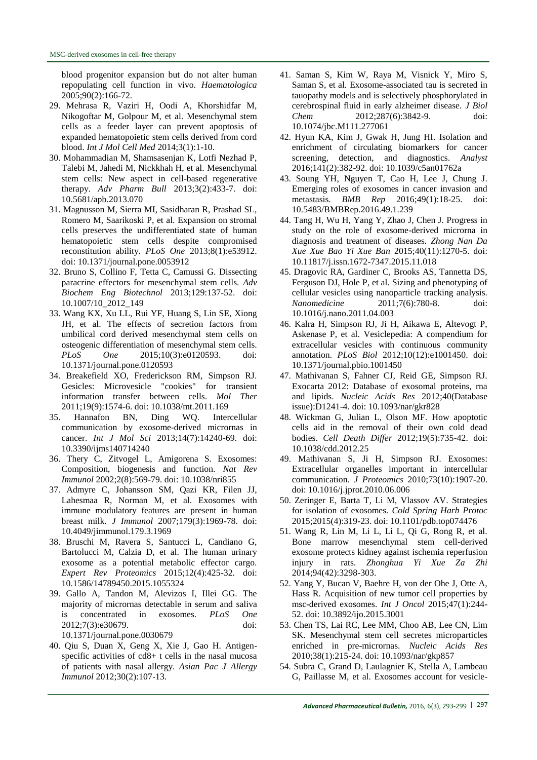blood progenitor expansion but do not alter human repopulating cell function in vivo. *Haematologica* 2005;90(2):166-72.

29. Mehrasa R, Vaziri H, Oodi A, Khorshidfar M, Nikogoftar M, Golpour M, et al. Mesenchymal stem cells as a feeder layer can prevent apoptosis of expanded hematopoietic stem cells derived from cord blood. *Int J Mol Cell Med* 2014;3(1):1-10.
30. Mohammadian M, Shamsasenjan K, Lotfi Nezhad P, Talebi M, Jahedi M, Nickkhah H, et al. Mesenchymal stem cells: New aspect in cell-based regenerative therapy. *Adv Pharm Bull* 2013;3(2):433-7. doi: 10.5681/apb.2013.070
31. Magnusson M, Sierra MI, Sasidharan R, Prashad SL, Romero M, Saarikoski P, et al. Expansion on stromal cells preserves the undifferentiated state of human hematopoietic stem cells despite compromised reconstitution ability. *PLoS One* 2013;8(1):e53912. doi: 10.1371/journal.pone.0053912
32. Bruno S, Collino F, Tetta C, Camussi G. Dissecting paracrine effectors for mesenchymal stem cells. *Adv Biochem Eng Biotechnol* 2013;129:137-52. doi: 10.1007/10_2012_149
33. Wang KX, Xu LL, Rui YF, Huang S, Lin SE, Xiong JH, et al. The effects of secretion factors from umbilical cord derived mesenchymal stem cells on osteogenic differentiation of mesenchymal stem cells. *PLoS One* 2015;10(3):e0120593. doi: 10.1371/journal.pone.0120593
34. Breakefield XO, Frederickson RM, Simpson RJ. Gesicles: Microvesicle "cookies" for transient information transfer between cells. *Mol Ther* 2011;19(9):1574-6. doi: 10.1038/mt.2011.169
35. Hannafon BN, Ding WQ. Intercellular communication by exosome-derived micrornas in cancer. *Int J Mol Sci* 2013;14(7):14240-69. doi: 10.3390/ijms140714240
36. Thery C, Zitvogel L, Amigorena S. Exosomes: Composition, biogenesis and function. *Nat Rev Immunol* 2002;2(8):569-79. doi: 10.1038/nri855
37. Admyre C, Johansson SM, Qazi KR, Filen JJ, Lahesmaa R, Norman M, et al. Exosomes with immune modulatory features are present in human breast milk. *J Immunol* 2007;179(3):1969-78. doi: 10.4049/jimmunol.179.3.1969
38. Bruschi M, Ravera S, Santucci L, Candiano G, Bartolucci M, Calzia D, et al. The human urinary exosome as a potential metabolic effector cargo. *Expert Rev Proteomics* 2015;12(4):425-32. doi: 10.1586/14789450.2015.1055324
39. Gallo A, Tandon M, Alevizos I, Illei GG. The majority of micrornas detectable in serum and saliva is concentrated in exosomes. *PLoS One* 2012;7(3):e30679. doi: 10.1371/journal.pone.0030679
40. Qiu S, Duan X, Geng X, Xie J, Gao H. Antigen-specific activities of cd8+ t cells in the nasal mucosa of patients with nasal allergy. *Asian Pac J Allergy Immunol* 2012;30(2):107-13.
41. Saman S, Kim W, Raya M, Visnick Y, Miro S, Saman S, et al. Exosome-associated tau is secreted in tauopathy models and is selectively phosphorylated in cerebrospinal fluid in early alzheimer disease. *J Biol Chem* 2012;287(6):3842-9. doi: 10.1074/jbc.M111.277061
42. Hyun KA, Kim J, Gwak H, Jung HI. Isolation and enrichment of circulating biomarkers for cancer screening, detection, and diagnostics. *Analyst* 2016;141(2):382-92. doi: 10.1039/c5an01762a
43. Soung YH, Nguyen T, Cao H, Lee J, Chung J. Emerging roles of exosomes in cancer invasion and metastasis. *BMB Rep* 2016;49(1):18-25. doi: 10.5483/BMBRep.2016.49.1.239
44. Tang H, Wu H, Yang Y, Zhao J, Chen J. Progress in study on the role of exosome-derived microrna in diagnosis and treatment of diseases. *Zhong Nan Da Xue Xue Bao Yi Xue Ban* 2015;40(11):1270-5. doi: 10.11817/j.issn.1672-7347.2015.11.018
45. Dragovic RA, Gardiner C, Brooks AS, Tannetta DS, Ferguson DJ, Hole P, et al. Sizing and phenotyping of cellular vesicles using nanoparticle tracking analysis. *Nanomedicine* 2011;7(6):780-8. doi: 10.1016/j.nano.2011.04.003
46. Kalra H, Simpson RJ, Ji H, Aikawa E, Altevogt P, Askenase P, et al. Vesiclepedia: A compendium for extracellular vesicles with continuous community annotation. *PLoS Biol* 2012;10(12):e1001450. doi: 10.1371/journal.pbio.1001450
47. Mathivanan S, Fahner CJ, Reid GE, Simpson RJ. Exocarta 2012: Database of exosomal proteins, rna and lipids. *Nucleic Acids Res* 2012;40(Database issue):D1241-4. doi: 10.1093/nar/gkr828
48. Wickman G, Julian L, Olson MF. How apoptotic cells aid in the removal of their own cold dead bodies. *Cell Death Differ* 2012;19(5):735-42. doi: 10.1038/cdd.2012.25
49. Mathivanan S, Ji H, Simpson RJ. Exosomes: Extracellular organelles important in intercellular communication. *J Proteomics* 2010;73(10):1907-20. doi: 10.1016/j.jprot.2010.06.006
50. Zeringer E, Barta T, Li M, Vlassov AV. Strategies for isolation of exosomes. *Cold Spring Harb Protoc* 2015;2015(4):319-23. doi: 10.1101/pdb.top074476
51. Wang R, Lin M, Li L, Li L, Qi G, Rong R, et al. Bone marrow mesenchymal stem cell-derived exosome protects kidney against ischemia reperfusion injury in rats. *Zhonghua Yi Xue Za Zhi* 2014;94(42):3298-303.
52. Yang Y, Bucan V, Baehre H, von der Ohe J, Otte A, Hass R. Acquisition of new tumor cell properties by msc-derived exosomes. *Int J Oncol* 2015;47(1):244-52. doi: 10.3892/ijo.2015.3001
53. Chen TS, Lai RC, Lee MM, Choo AB, Lee CN, Lim SK. Mesenchymal stem cell secretes microparticles enriched in pre-micrornas. *Nucleic Acids Res* 2010;38(1):215-24. doi: 10.1093/nar/gkp857
54. Subra C, Grand D, Laulagnier K, Stella A, Lambeau G, Paillasse M, et al. Exosomes account for vesicle-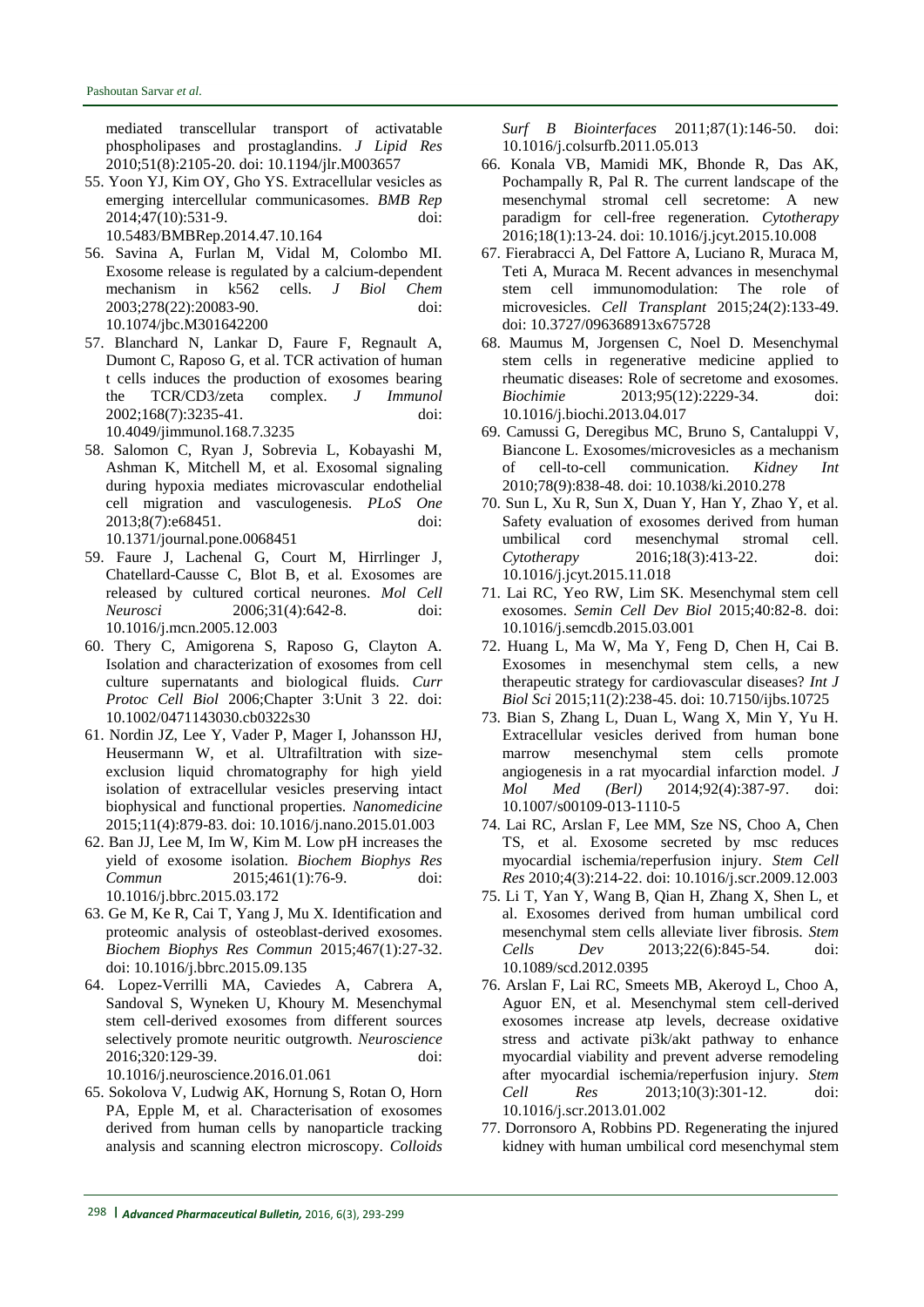mediated transcellular transport of activatable phospholipases and prostaglandins. *J Lipid Res* 2010;51(8):2105-20. doi: 10.1194/jlr.M003657

55. Yoon YJ, Kim OY, Gho YS. Extracellular vesicles as emerging intercellular communicasomes. *BMB Rep* 2014;47(10):531-9. doi: 10.5483/BMBRep.2014.47.10.164
56. Savina A, Furlan M, Vidal M, Colombo MI. Exosome release is regulated by a calcium-dependent mechanism in k562 cells. *J Biol Chem* 2003;278(22):20083-90. doi: 10.1074/jbc.M301642200
57. Blanchard N, Lankar D, Faure F, Regnault A, Dumont C, Raposo G, et al. TCR activation of human t cells induces the production of exosomes bearing the TCR/CD3/zeta complex. *J Immunol* 2002;168(7):3235-41. doi: 10.4049/jimmunol.168.7.3235
58. Salomon C, Ryan J, Sobrevia L, Kobayashi M, Ashman K, Mitchell M, et al. Exosomal signaling during hypoxia mediates microvascular endothelial cell migration and vasculogenesis. *PLoS One* 2013;8(7):e68451. doi: 10.1371/journal.pone.0068451
59. Faure J, Lachenal G, Court M, Hirrlinger J, Chatellard-Causse C, Blot B, et al. Exosomes are released by cultured cortical neurones. *Mol Cell Neurosci* 2006;31(4):642-8. doi: 10.1016/j.mcn.2005.12.003
60. Thery C, Amigorena S, Raposo G, Clayton A. Isolation and characterization of exosomes from cell culture supernatants and biological fluids. *Curr Protoc Cell Biol* 2006;Chapter 3:Unit 3 22. doi: 10.1002/0471143030.cb0322s30
61. Nordin JZ, Lee Y, Vader P, Mager I, Johansson HJ, Heusermann W, et al. Ultrafiltration with size-exclusion liquid chromatography for high yield isolation of extracellular vesicles preserving intact biophysical and functional properties. *Nanomedicine* 2015;11(4):879-83. doi: 10.1016/j.nano.2015.01.003
62. Ban JJ, Lee M, Im W, Kim M. Low pH increases the yield of exosome isolation. *Biochem Biophys Res Commun* 2015;461(1):76-9. doi: 10.1016/j.bbrc.2015.03.172
63. Ge M, Ke R, Cai T, Yang J, Mu X. Identification and proteomic analysis of osteoblast-derived exosomes. *Biochem Biophys Res Commun* 2015;467(1):27-32. doi: 10.1016/j.bbrc.2015.09.135
64. Lopez-Verrilli MA, Caviedes A, Cabrera A, Sandoval S, Wyneken U, Khoury M. Mesenchymal stem cell-derived exosomes from different sources selectively promote neuritic outgrowth. *Neuroscience* 2016;320:129-39. doi: 10.1016/j.neuroscience.2016.01.061
65. Sokolova V, Ludwig AK, Hornung S, Rotan O, Horn PA, Epple M, et al. Characterisation of exosomes derived from human cells by nanoparticle tracking analysis and scanning electron microscopy. *Colloids Surf B Biointerfaces* 2011;87(1):146-50. doi: 10.1016/j.colsurfb.2011.05.013
66. Konala VB, Mamidi MK, Bhonde R, Das AK, Pochampally R, Pal R. The current landscape of the mesenchymal stromal cell secretome: A new paradigm for cell-free regeneration. *Cytotherapy* 2016;18(1):13-24. doi: 10.1016/j.jcyt.2015.10.008
67. Fierabracci A, Del Fattore A, Luciano R, Muraca M, Teti A, Muraca M. Recent advances in mesenchymal stem cell immunomodulation: The role of microvesicles. *Cell Transplant* 2015;24(2):133-49. doi: 10.3727/096368913x675728
68. Maumus M, Jorgensen C, Noel D. Mesenchymal stem cells in regenerative medicine applied to rheumatic diseases: Role of secretome and exosomes. *Biochimie* 2013;95(12):2229-34. doi: 10.1016/j.biochi.2013.04.017
69. Camussi G, Deregibus MC, Bruno S, Cantaluppi V, Biancone L. Exosomes/microvesicles as a mechanism of cell-to-cell communication. *Kidney Int* 2010;78(9):838-48. doi: 10.1038/ki.2010.278
70. Sun L, Xu R, Sun X, Duan Y, Han Y, Zhao Y, et al. Safety evaluation of exosomes derived from human umbilical cord mesenchymal stromal cell. *Cytotherapy* 2016;18(3):413-22. doi: 10.1016/j.jcyt.2015.11.018
71. Lai RC, Yeo RW, Lim SK. Mesenchymal stem cell exosomes. *Semin Cell Dev Biol* 2015;40:82-8. doi: 10.1016/j.semcdb.2015.03.001
72. Huang L, Ma W, Ma Y, Feng D, Chen H, Cai B. Exosomes in mesenchymal stem cells, a new therapeutic strategy for cardiovascular diseases? *Int J Biol Sci* 2015;11(2):238-45. doi: 10.7150/ijbs.10725
73. Bian S, Zhang L, Duan L, Wang X, Min Y, Yu H. Extracellular vesicles derived from human bone marrow mesenchymal stem cells promote angiogenesis in a rat myocardial infarction model. *J Mol Med (Berl)* 2014;92(4):387-97. doi: 10.1007/s00109-013-1110-5
74. Lai RC, Arslan F, Lee MM, Sze NS, Choo A, Chen TS, et al. Exosome secreted by msc reduces myocardial ischemia/reperfusion injury. *Stem Cell Res* 2010;4(3):214-22. doi: 10.1016/j.scr.2009.12.003
75. Li T, Yan Y, Wang B, Qian H, Zhang X, Shen L, et al. Exosomes derived from human umbilical cord mesenchymal stem cells alleviate liver fibrosis. *Stem Cells Dev* 2013;22(6):845-54. doi: 10.1089/scd.2012.0395
76. Arslan F, Lai RC, Smeets MB, Akeroyd L, Choo A, Aguor EN, et al. Mesenchymal stem cell-derived exosomes increase atp levels, decrease oxidative stress and activate pi3k/akt pathway to enhance myocardial viability and prevent adverse remodeling after myocardial ischemia/reperfusion injury. *Stem Cell Res* 2013;10(3):301-12. doi: 10.1016/j.scr.2013.01.002
77. Dorronsoro A, Robbins PD. Regenerating the injured kidney with human umbilical cord mesenchymal stem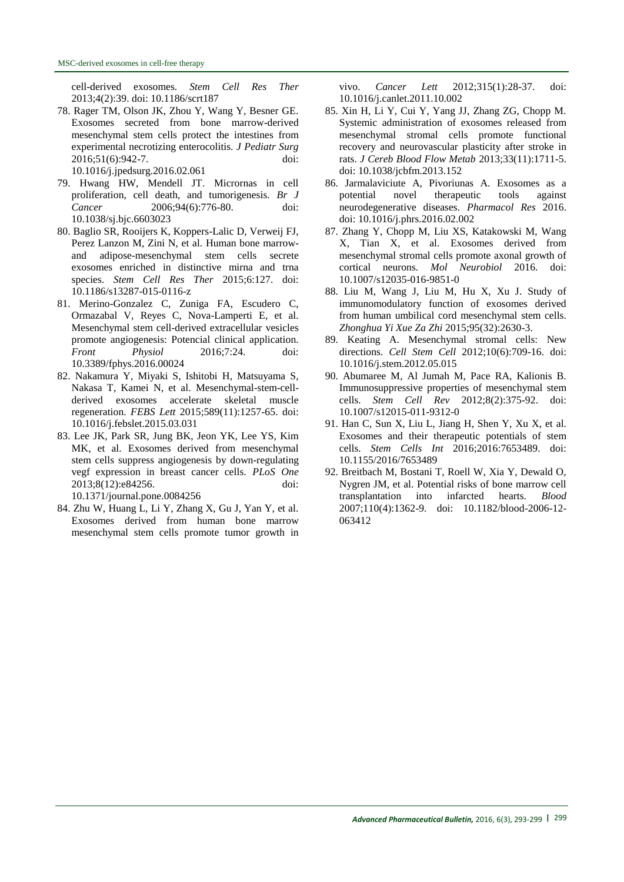cell-derived exosomes. *Stem Cell Res Ther* 2013;4(2):39. doi: 10.1186/scrt187

78. Rager TM, Olson JK, Zhou Y, Wang Y, Besner GE. Exosomes secreted from bone marrow-derived mesenchymal stem cells protect the intestines from experimental necrotizing enterocolitis. *J Pediatr Surg* 2016;51(6):942-7. doi: 10.1016/j.jpedsurg.2016.02.061
79. Hwang HW, Mendell JT. Micrornas in cell proliferation, cell death, and tumorigenesis. *Br J Cancer* 2006;94(6):776-80. doi: 10.1038/sj.bjc.6603023
80. Baglio SR, Rooijers K, Koppers-Lalic D, Verweij FJ, Perez Lanzon M, Zini N, et al. Human bone marrow- and adipose-mesenchymal stem cells secrete exosomes enriched in distinctive mirna and trna species. *Stem Cell Res Ther* 2015;6:127. doi: 10.1186/s13287-015-0116-z
81. Merino-Gonzalez C, Zuniga FA, Escudero C, Ormazabal V, Reyes C, Nova-Lamperti E, et al. Mesenchymal stem cell-derived extracellular vesicles promote angiogenesis: Potencial clinical application. *Front Physiol* 2016;7:24. doi: 10.3389/fphys.2016.00024
82. Nakamura Y, Miyaki S, Ishitobi H, Matsuyama S, Nakasa T, Kamei N, et al. Mesenchymal-stem-cell-derived exosomes accelerate skeletal muscle regeneration. *FEBS Lett* 2015;589(11):1257-65. doi: 10.1016/j.febslet.2015.03.031
83. Lee JK, Park SR, Jung BK, Jeon YK, Lee YS, Kim MK, et al. Exosomes derived from mesenchymal stem cells suppress angiogenesis by down-regulating vegf expression in breast cancer cells. *PLoS One* 2013;8(12):e84256. doi: 10.1371/journal.pone.0084256
84. Zhu W, Huang L, Li Y, Zhang X, Gu J, Yan Y, et al. Exosomes derived from human bone marrow mesenchymal stem cells promote tumor growth in vivo. *Cancer Lett* 2012;315(1):28-37. doi: 10.1016/j.canlet.2011.10.002
85. Xin H, Li Y, Cui Y, Yang JJ, Zhang ZG, Chopp M. Systemic administration of exosomes released from mesenchymal stromal cells promote functional recovery and neurovascular plasticity after stroke in rats. *J Cereb Blood Flow Metab* 2013;33(11):1711-5. doi: 10.1038/jcbfm.2013.152
86. Jarmalaviciute A, Pivoriunas A. Exosomes as a potential novel therapeutic tools against neurodegenerative diseases. *Pharmacol Res* 2016. doi: 10.1016/j.phrs.2016.02.002
87. Zhang Y, Chopp M, Liu XS, Katakowski M, Wang X, Tian X, et al. Exosomes derived from mesenchymal stromal cells promote axonal growth of cortical neurons. *Mol Neurobiol* 2016. doi: 10.1007/s12035-016-9851-0
88. Liu M, Wang J, Liu M, Hu X, Xu J. Study of immunomodulatory function of exosomes derived from human umbilical cord mesenchymal stem cells. *Zhonghua Yi Xue Za Zhi* 2015;95(32):2630-3.
89. Keating A. Mesenchymal stromal cells: New directions. *Cell Stem Cell* 2012;10(6):709-16. doi: 10.1016/j.stem.2012.05.015
90. Abumaree M, Al Jumah M, Pace RA, Kalionis B. Immunosuppressive properties of mesenchymal stem cells. *Stem Cell Rev* 2012;8(2):375-92. doi: 10.1007/s12015-011-9312-0
91. Han C, Sun X, Liu L, Jiang H, Shen Y, Xu X, et al. Exosomes and their therapeutic potentials of stem cells. *Stem Cells Int* 2016;2016:7653489. doi: 10.1155/2016/7653489
92. Breitbach M, Bostani T, Roell W, Xia Y, Dewald O, Nygren JM, et al. Potential risks of bone marrow cell transplantation into infarcted hearts. *Blood* 2007;110(4):1362-9. doi: 10.1182/blood-2006-12-063412